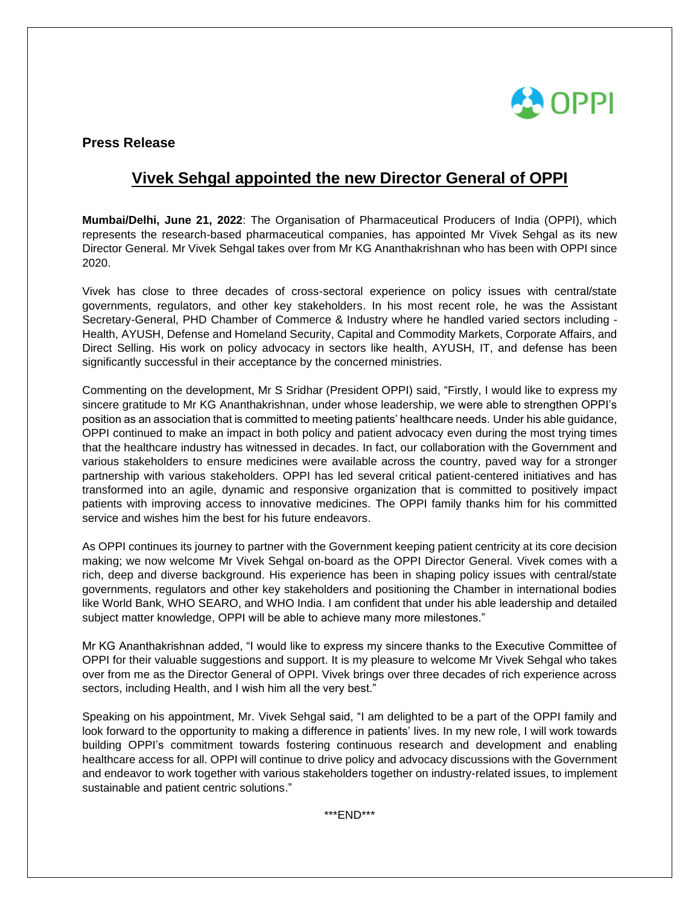**Press Release**

# Vivek Sehgal appointed the new Director General of OPPI

**Mumbai/Delhi, June 21, 2022**: The Organisation of Pharmaceutical Producers of India (OPPI), which represents the research-based pharmaceutical companies, has appointed Mr Vivek Sehgal as its new Director General. Mr Vivek Sehgal takes over from Mr KG Ananthakrishnan who has been with OPPI since 2020.

Vivek has close to three decades of cross-sectoral experience on policy issues with central/state governments, regulators, and other key stakeholders. In his most recent role, he was the Assistant Secretary-General, PHD Chamber of Commerce & Industry where he handled varied sectors including - Health, AYUSH, Defense and Homeland Security, Capital and Commodity Markets, Corporate Affairs, and Direct Selling. His work on policy advocacy in sectors like health, AYUSH, IT, and defense has been significantly successful in their acceptance by the concerned ministries.

Commenting on the development, Mr S Sridhar (President OPPI) said, "Firstly, I would like to express my sincere gratitude to Mr KG Ananthakrishnan, under whose leadership, we were able to strengthen OPPI's position as an association that is committed to meeting patients' healthcare needs. Under his able guidance, OPPI continued to make an impact in both policy and patient advocacy even during the most trying times that the healthcare industry has witnessed in decades. In fact, our collaboration with the Government and various stakeholders to ensure medicines were available across the country, paved way for a stronger partnership with various stakeholders. OPPI has led several critical patient-centered initiatives and has transformed into an agile, dynamic and responsive organization that is committed to positively impact patients with improving access to innovative medicines. The OPPI family thanks him for his committed service and wishes him the best for his future endeavors.

As OPPI continues its journey to partner with the Government keeping patient centricity at its core decision making; we now welcome Mr Vivek Sehgal on-board as the OPPI Director General. Vivek comes with a rich, deep and diverse background. His experience has been in shaping policy issues with central/state governments, regulators and other key stakeholders and positioning the Chamber in international bodies like World Bank, WHO SEARO, and WHO India. I am confident that under his able leadership and detailed subject matter knowledge, OPPI will be able to achieve many more milestones."

Mr KG Ananthakrishnan added, "I would like to express my sincere thanks to the Executive Committee of OPPI for their valuable suggestions and support. It is my pleasure to welcome Mr Vivek Sehgal who takes over from me as the Director General of OPPI. Vivek brings over three decades of rich experience across sectors, including Health, and I wish him all the very best."

Speaking on his appointment, Mr. Vivek Sehgal said, "I am delighted to be a part of the OPPI family and look forward to the opportunity to making a difference in patients' lives. In my new role, I will work towards building OPPI's commitment towards fostering continuous research and development and enabling healthcare access for all. OPPI will continue to drive policy and advocacy discussions with the Government and endeavor to work together with various stakeholders together on industry-related issues, to implement sustainable and patient centric solutions."

***END***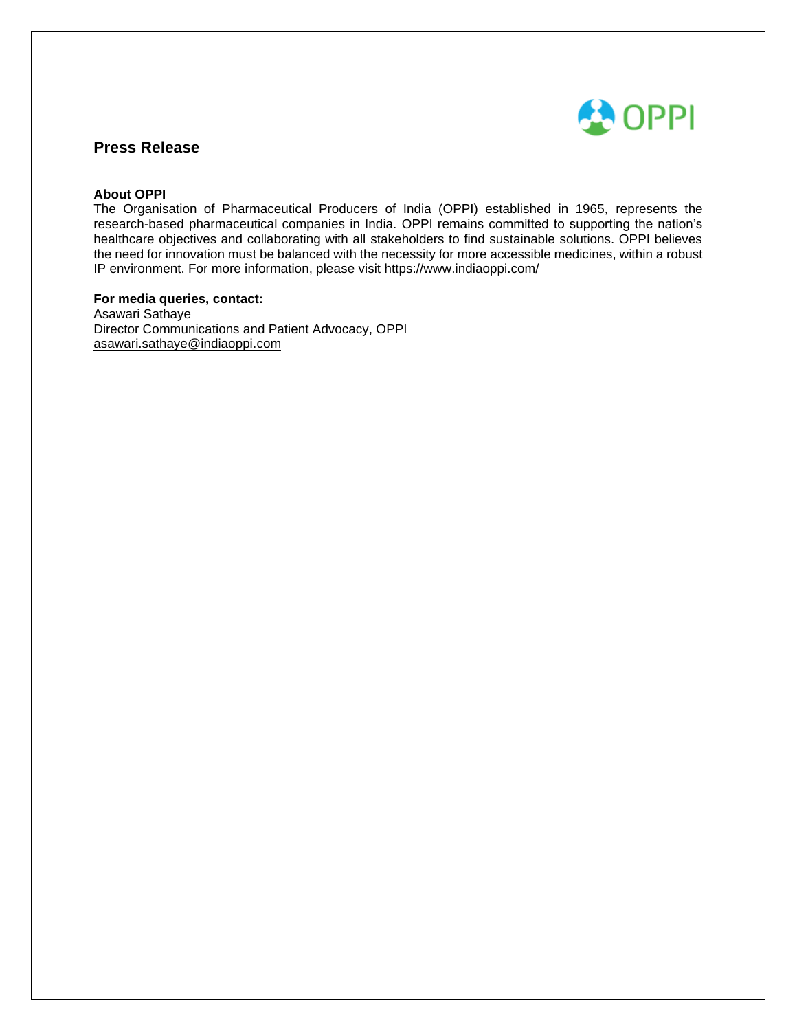## Press Release

**About OPPI**

The Organisation of Pharmaceutical Producers of India (OPPI) established in 1965, represents the research-based pharmaceutical companies in India. OPPI remains committed to supporting the nation's healthcare objectives and collaborating with all stakeholders to find sustainable solutions. OPPI believes the need for innovation must be balanced with the necessity for more accessible medicines, within a robust IP environment. For more information, please visit https://www.indiaoppi.com/

**For media queries, contact:**

Asawari Sathaye  
Director Communications and Patient Advocacy, OPPI  
asawari.sathaye@indiaoppi.com